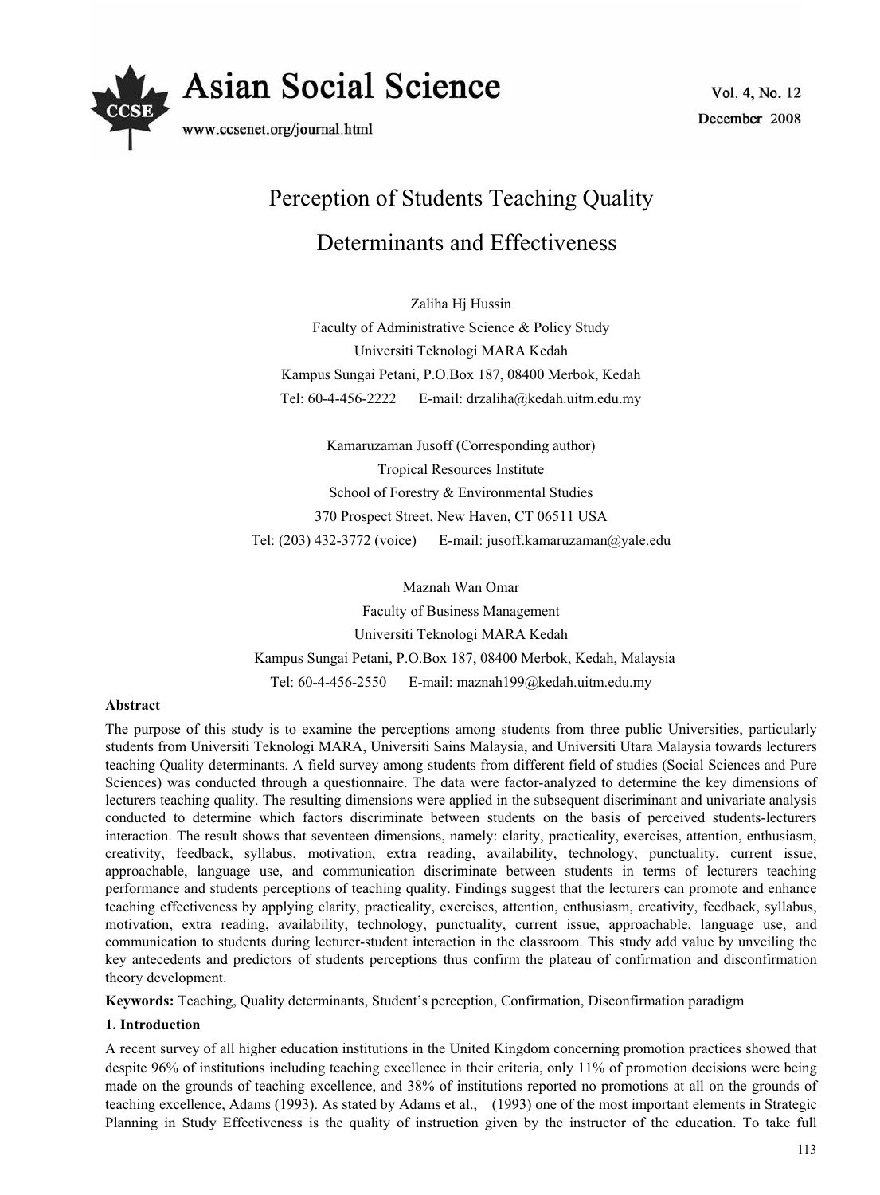# Perception of Students Teaching Quality Determinants and Effectiveness

Zaliha Hj Hussin

Faculty of Administrative Science & Policy Study

Universiti Teknologi MARA Kedah

Kampus Sungai Petani, P.O.Box 187, 08400 Merbok, Kedah

Tel: 60-4-456-2222 E-mail: drzaliha@kedah.uitm.edu.my

Kamaruzaman Jusoff (Corresponding author)

Tropical Resources Institute

School of Forestry & Environmental Studies

370 Prospect Street, New Haven, CT 06511 USA

Tel: (203) 432-3772 (voice) E-mail: jusoff.kamaruzaman@yale.edu

Maznah Wan Omar

Faculty of Business Management

Universiti Teknologi MARA Kedah

Kampus Sungai Petani, P.O.Box 187, 08400 Merbok, Kedah, Malaysia

Tel: 60-4-456-2550 E-mail: maznah199@kedah.uitm.edu.my

**Abstract**

The purpose of this study is to examine the perceptions among students from three public Universities, particularly students from Universiti Teknologi MARA, Universiti Sains Malaysia, and Universiti Utara Malaysia towards lecturers teaching Quality determinants. A field survey among students from different field of studies (Social Sciences and Pure Sciences) was conducted through a questionnaire. The data were factor-analyzed to determine the key dimensions of lecturers teaching quality. The resulting dimensions were applied in the subsequent discriminant and univariate analysis conducted to determine which factors discriminate between students on the basis of perceived students-lecturers interaction. The result shows that seventeen dimensions, namely: clarity, practicality, exercises, attention, enthusiasm, creativity, feedback, syllabus, motivation, extra reading, availability, technology, punctuality, current issue, approachable, language use, and communication discriminate between students in terms of lecturers teaching performance and students perceptions of teaching quality. Findings suggest that the lecturers can promote and enhance teaching effectiveness by applying clarity, practicality, exercises, attention, enthusiasm, creativity, feedback, syllabus, motivation, extra reading, availability, technology, punctuality, current issue, approachable, language use, and communication to students during lecturer-student interaction in the classroom. This study add value by unveiling the key antecedents and predictors of students perceptions thus confirm the plateau of confirmation and disconfirmation theory development.

**Keywords:** Teaching, Quality determinants, Student's perception, Confirmation, Disconfirmation paradigm

## 1. Introduction

A recent survey of all higher education institutions in the United Kingdom concerning promotion practices showed that despite 96% of institutions including teaching excellence in their criteria, only 11% of promotion decisions were being made on the grounds of teaching excellence, and 38% of institutions reported no promotions at all on the grounds of teaching excellence, Adams (1993). As stated by Adams et al., (1993) one of the most important elements in Strategic Planning in Study Effectiveness is the quality of instruction given by the instructor of the education. To take full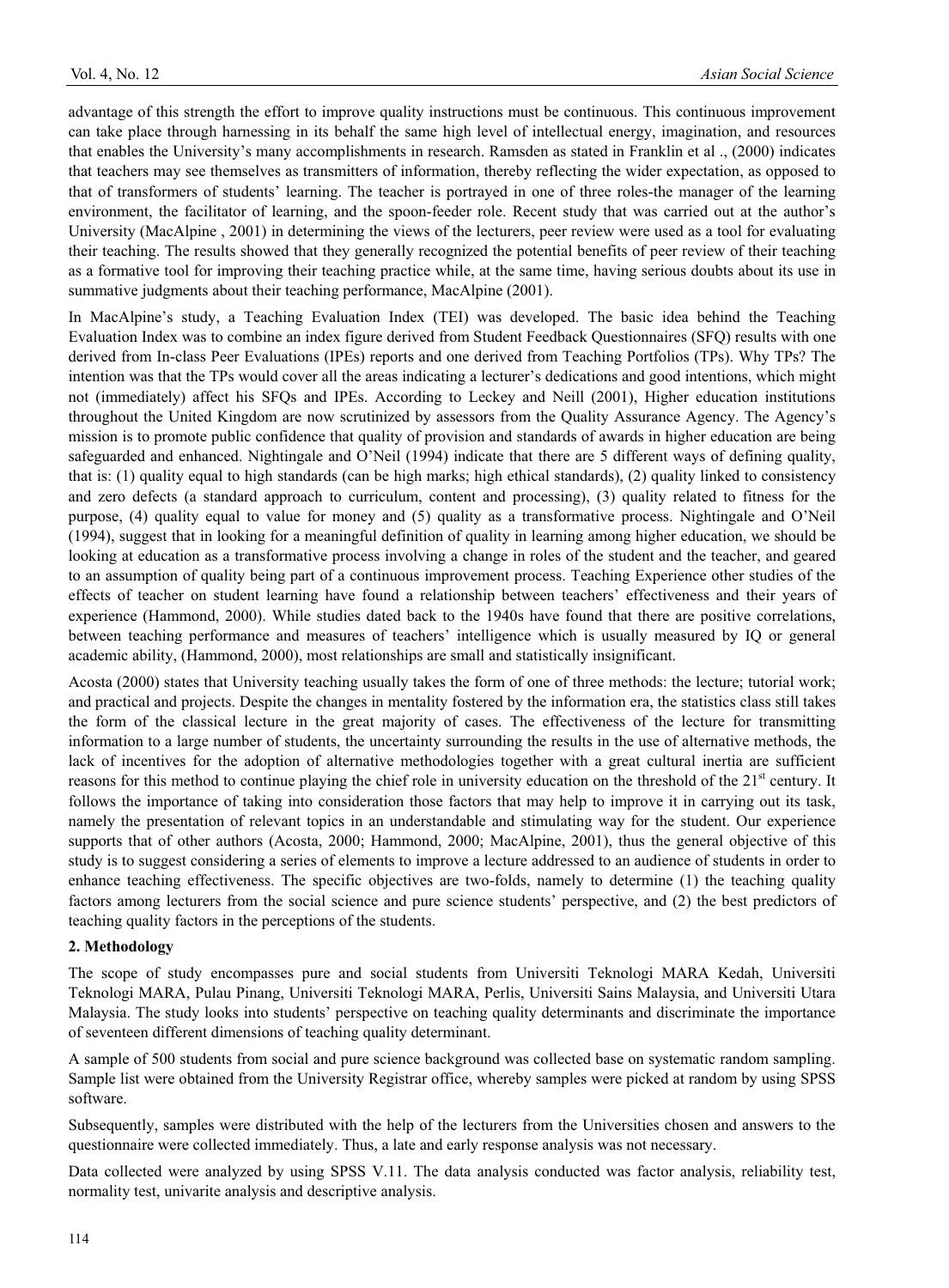advantage of this strength the effort to improve quality instructions must be continuous. This continuous improvement can take place through harnessing in its behalf the same high level of intellectual energy, imagination, and resources that enables the University's many accomplishments in research. Ramsden as stated in Franklin et al ., (2000) indicates that teachers may see themselves as transmitters of information, thereby reflecting the wider expectation, as opposed to that of transformers of students' learning. The teacher is portrayed in one of three roles-the manager of the learning environment, the facilitator of learning, and the spoon-feeder role. Recent study that was carried out at the author's University (MacAlpine , 2001) in determining the views of the lecturers, peer review were used as a tool for evaluating their teaching. The results showed that they generally recognized the potential benefits of peer review of their teaching as a formative tool for improving their teaching practice while, at the same time, having serious doubts about its use in summative judgments about their teaching performance, MacAlpine (2001).

In MacAlpine's study, a Teaching Evaluation Index (TEI) was developed. The basic idea behind the Teaching Evaluation Index was to combine an index figure derived from Student Feedback Questionnaires (SFQ) results with one derived from In-class Peer Evaluations (IPEs) reports and one derived from Teaching Portfolios (TPs). Why TPs? The intention was that the TPs would cover all the areas indicating a lecturer's dedications and good intentions, which might not (immediately) affect his SFQs and IPEs. According to Leckey and Neill (2001), Higher education institutions throughout the United Kingdom are now scrutinized by assessors from the Quality Assurance Agency. The Agency's mission is to promote public confidence that quality of provision and standards of awards in higher education are being safeguarded and enhanced. Nightingale and O'Neil (1994) indicate that there are 5 different ways of defining quality, that is: (1) quality equal to high standards (can be high marks; high ethical standards), (2) quality linked to consistency and zero defects (a standard approach to curriculum, content and processing), (3) quality related to fitness for the purpose, (4) quality equal to value for money and (5) quality as a transformative process. Nightingale and O'Neil (1994), suggest that in looking for a meaningful definition of quality in learning among higher education, we should be looking at education as a transformative process involving a change in roles of the student and the teacher, and geared to an assumption of quality being part of a continuous improvement process. Teaching Experience other studies of the effects of teacher on student learning have found a relationship between teachers' effectiveness and their years of experience (Hammond, 2000). While studies dated back to the 1940s have found that there are positive correlations, between teaching performance and measures of teachers' intelligence which is usually measured by IQ or general academic ability, (Hammond, 2000), most relationships are small and statistically insignificant.

Acosta (2000) states that University teaching usually takes the form of one of three methods: the lecture; tutorial work; and practical and projects. Despite the changes in mentality fostered by the information era, the statistics class still takes the form of the classical lecture in the great majority of cases. The effectiveness of the lecture for transmitting information to a large number of students, the uncertainty surrounding the results in the use of alternative methods, the lack of incentives for the adoption of alternative methodologies together with a great cultural inertia are sufficient reasons for this method to continue playing the chief role in university education on the threshold of the 21st century. It follows the importance of taking into consideration those factors that may help to improve it in carrying out its task, namely the presentation of relevant topics in an understandable and stimulating way for the student. Our experience supports that of other authors (Acosta, 2000; Hammond, 2000; MacAlpine, 2001), thus the general objective of this study is to suggest considering a series of elements to improve a lecture addressed to an audience of students in order to enhance teaching effectiveness. The specific objectives are two-folds, namely to determine (1) the teaching quality factors among lecturers from the social science and pure science students' perspective, and (2) the best predictors of teaching quality factors in the perceptions of the students.

## 2. Methodology

The scope of study encompasses pure and social students from Universiti Teknologi MARA Kedah, Universiti Teknologi MARA, Pulau Pinang, Universiti Teknologi MARA, Perlis, Universiti Sains Malaysia, and Universiti Utara Malaysia. The study looks into students' perspective on teaching quality determinants and discriminate the importance of seventeen different dimensions of teaching quality determinant.

A sample of 500 students from social and pure science background was collected base on systematic random sampling. Sample list were obtained from the University Registrar office, whereby samples were picked at random by using SPSS software.

Subsequently, samples were distributed with the help of the lecturers from the Universities chosen and answers to the questionnaire were collected immediately. Thus, a late and early response analysis was not necessary.

Data collected were analyzed by using SPSS V.11. The data analysis conducted was factor analysis, reliability test, normality test, univarite analysis and descriptive analysis.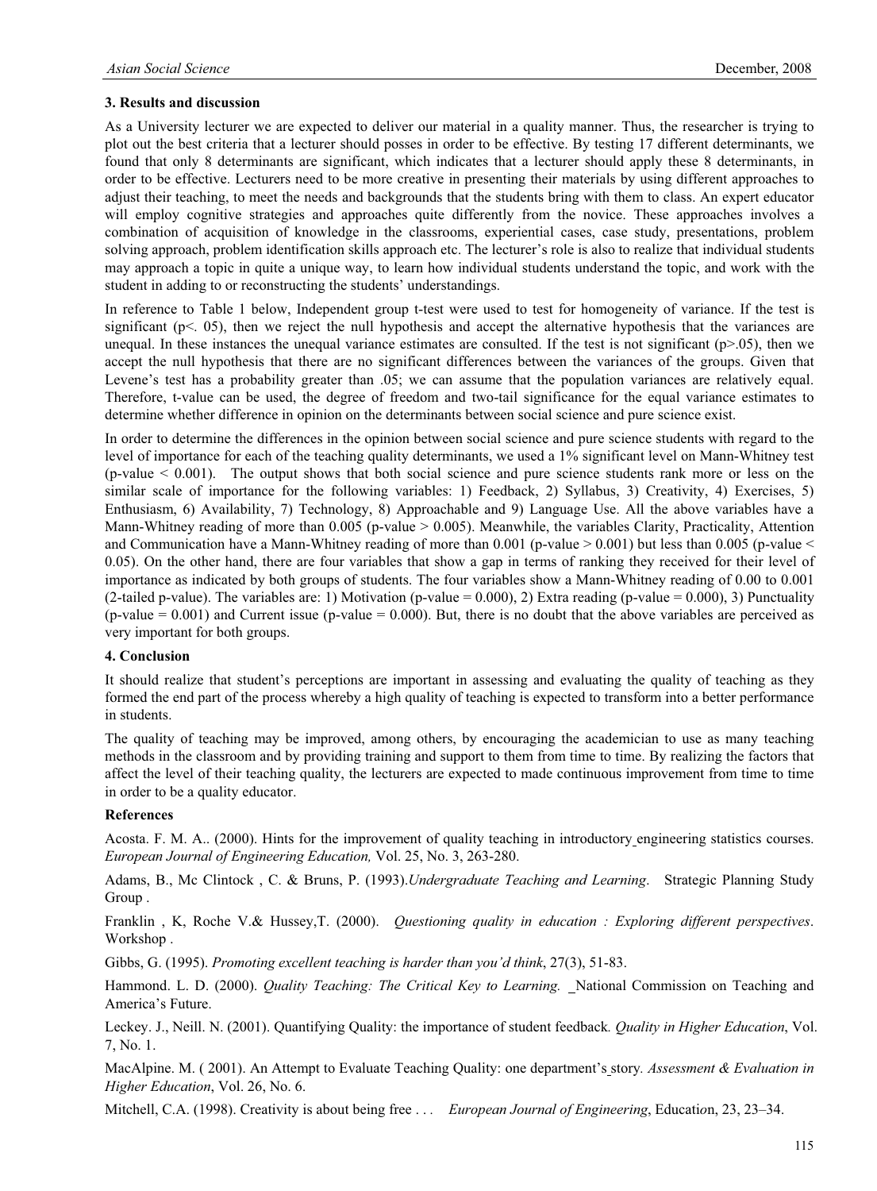### 3. Results and discussion

As a University lecturer we are expected to deliver our material in a quality manner. Thus, the researcher is trying to plot out the best criteria that a lecturer should posses in order to be effective. By testing 17 different determinants, we found that only 8 determinants are significant, which indicates that a lecturer should apply these 8 determinants, in order to be effective. Lecturers need to be more creative in presenting their materials by using different approaches to adjust their teaching, to meet the needs and backgrounds that the students bring with them to class. An expert educator will employ cognitive strategies and approaches quite differently from the novice. These approaches involves a combination of acquisition of knowledge in the classrooms, experiential cases, case study, presentations, problem solving approach, problem identification skills approach etc. The lecturer's role is also to realize that individual students may approach a topic in quite a unique way, to learn how individual students understand the topic, and work with the student in adding to or reconstructing the students' understandings.

In reference to Table 1 below, Independent group t-test were used to test for homogeneity of variance. If the test is significant ($p<.05$), then we reject the null hypothesis and accept the alternative hypothesis that the variances are unequal. In these instances the unequal variance estimates are consulted. If the test is not significant ($p>.05$), then we accept the null hypothesis that there are no significant differences between the variances of the groups. Given that Levene's test has a probability greater than .05; we can assume that the population variances are relatively equal. Therefore, t-value can be used, the degree of freedom and two-tail significance for the equal variance estimates to determine whether difference in opinion on the determinants between social science and pure science exist.

In order to determine the differences in the opinion between social science and pure science students with regard to the level of importance for each of the teaching quality determinants, we used a 1% significant level on Mann-Whitney test (p-value $< 0.001$). The output shows that both social science and pure science students rank more or less on the similar scale of importance for the following variables: 1) Feedback, 2) Syllabus, 3) Creativity, 4) Exercises, 5) Enthusiasm, 6) Availability, 7) Technology, 8) Approachable and 9) Language Use. All the above variables have a Mann-Whitney reading of more than 0.005 (p-value $> 0.005$). Meanwhile, the variables Clarity, Practicality, Attention and Communication have a Mann-Whitney reading of more than 0.001 (p-value $> 0.001$) but less than 0.005 (p-value $<$ 0.05). On the other hand, there are four variables that show a gap in terms of ranking they received for their level of importance as indicated by both groups of students. The four variables show a Mann-Whitney reading of 0.00 to 0.001 (2-tailed p-value). The variables are: 1) Motivation (p-value = 0.000), 2) Extra reading (p-value = 0.000), 3) Punctuality (p-value = 0.001) and Current issue (p-value = 0.000). But, there is no doubt that the above variables are perceived as very important for both groups.

### 4. Conclusion

It should realize that student's perceptions are important in assessing and evaluating the quality of teaching as they formed the end part of the process whereby a high quality of teaching is expected to transform into a better performance in students.

The quality of teaching may be improved, among others, by encouraging the academician to use as many teaching methods in the classroom and by providing training and support to them from time to time. By realizing the factors that affect the level of their teaching quality, the lecturers are expected to made continuous improvement from time to time in order to be a quality educator.

### References

Acosta. F. M. A.. (2000). Hints for the improvement of quality teaching in introductory engineering statistics courses. *European Journal of Engineering Education,* Vol. 25, No. 3, 263-280.

Adams, B., Mc Clintock , C. & Bruns, P. (1993).*Undergraduate Teaching and Learning*. Strategic Planning Study Group .

Franklin , K, Roche V.& Hussey,T. (2000). *Questioning quality in education : Exploring different perspectives*. Workshop .

Gibbs, G. (1995). *Promoting excellent teaching is harder than you'd think*, 27(3), 51-83.

Hammond. L. D. (2000). *Quality Teaching: The Critical Key to Learning.* National Commission on Teaching and America's Future.

Leckey. J., Neill. N. (2001). Quantifying Quality: the importance of student feedback*. Quality in Higher Education*, Vol. 7, No. 1.

MacAlpine. M. ( 2001). An Attempt to Evaluate Teaching Quality: one department's story*. Assessment & Evaluation in Higher Education*, Vol. 26, No. 6.

Mitchell, C.A. (1998). Creativity is about being free . . . *European Journal of Engineering*, Education, 23, 23–34.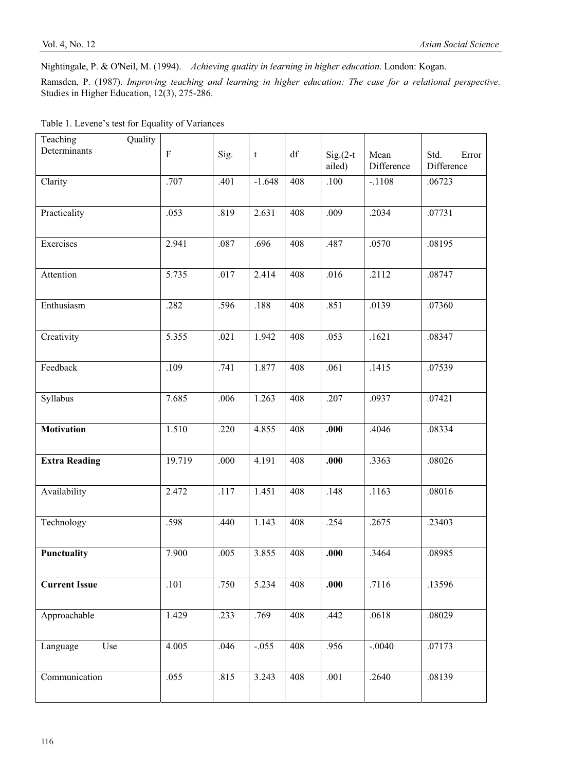Nightingale, P. & O'Neil, M. (1994). *Achieving quality in learning in higher education*. London: Kogan.

Ramsden, P. (1987). *Improving teaching and learning in higher education: The case for a relational perspective*. Studies in Higher Education, 12(3), 275-286.

Table 1. Levene's test for Equality of Variances

| Teaching Quality Determinants | F | Sig. | t | df | Sig.(2-tailed) | Mean Difference | Std. Error Difference |
|---|---|---|---|---|---|---|---|
| Clarity | .707 | .401 | -1.648 | 408 | .100 | -.1108 | .06723 |
| Practicality | .053 | .819 | 2.631 | 408 | .009 | .2034 | .07731 |
| Exercises | 2.941 | .087 | .696 | 408 | .487 | .0570 | .08195 |
| Attention | 5.735 | .017 | 2.414 | 408 | .016 | .2112 | .08747 |
| Enthusiasm | .282 | .596 | .188 | 408 | .851 | .0139 | .07360 |
| Creativity | 5.355 | .021 | 1.942 | 408 | .053 | .1621 | .08347 |
| Feedback | .109 | .741 | 1.877 | 408 | .061 | .1415 | .07539 |
| Syllabus | 7.685 | .006 | 1.263 | 408 | .207 | .0937 | .07421 |
| **Motivation** | 1.510 | .220 | 4.855 | 408 | **.000** | .4046 | .08334 |
| **Extra Reading** | 19.719 | .000 | 4.191 | 408 | **.000** | .3363 | .08026 |
| Availability | 2.472 | .117 | 1.451 | 408 | .148 | .1163 | .08016 |
| Technology | .598 | .440 | 1.143 | 408 | .254 | .2675 | .23403 |
| **Punctuality** | 7.900 | .005 | 3.855 | 408 | **.000** | .3464 | .08985 |
| **Current Issue** | .101 | .750 | 5.234 | 408 | **.000** | .7116 | .13596 |
| Approachable | 1.429 | .233 | .769 | 408 | .442 | .0618 | .08029 |
| Language Use | 4.005 | .046 | -.055 | 408 | .956 | -.0040 | .07173 |
| Communication | .055 | .815 | 3.243 | 408 | .001 | .2640 | .08139 |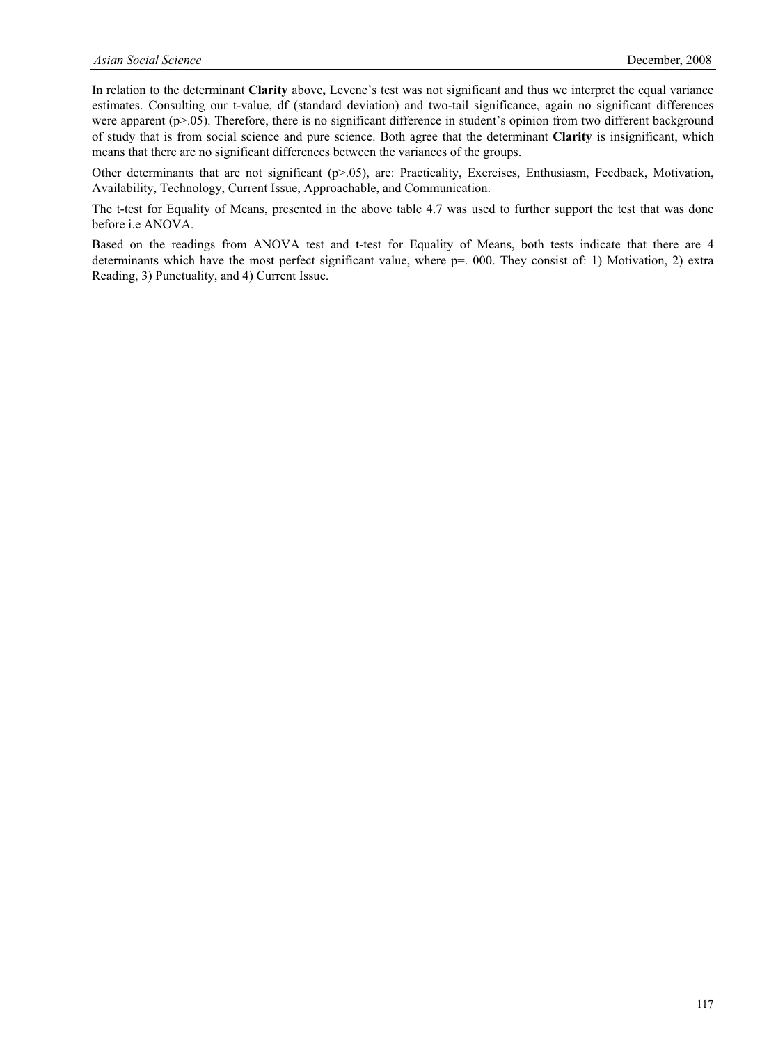In relation to the determinant **Clarity** above**,** Levene's test was not significant and thus we interpret the equal variance estimates. Consulting our t-value, df (standard deviation) and two-tail significance, again no significant differences were apparent ($p>.05$). Therefore, there is no significant difference in student's opinion from two different background of study that is from social science and pure science. Both agree that the determinant **Clarity** is insignificant, which means that there are no significant differences between the variances of the groups.

Other determinants that are not significant ($p>.05$), are: Practicality, Exercises, Enthusiasm, Feedback, Motivation, Availability, Technology, Current Issue, Approachable, and Communication.

The t-test for Equality of Means, presented in the above table 4.7 was used to further support the test that was done before i.e ANOVA.

Based on the readings from ANOVA test and t-test for Equality of Means, both tests indicate that there are 4 determinants which have the most perfect significant value, where p=. 000. They consist of: 1) Motivation, 2) extra Reading, 3) Punctuality, and 4) Current Issue.